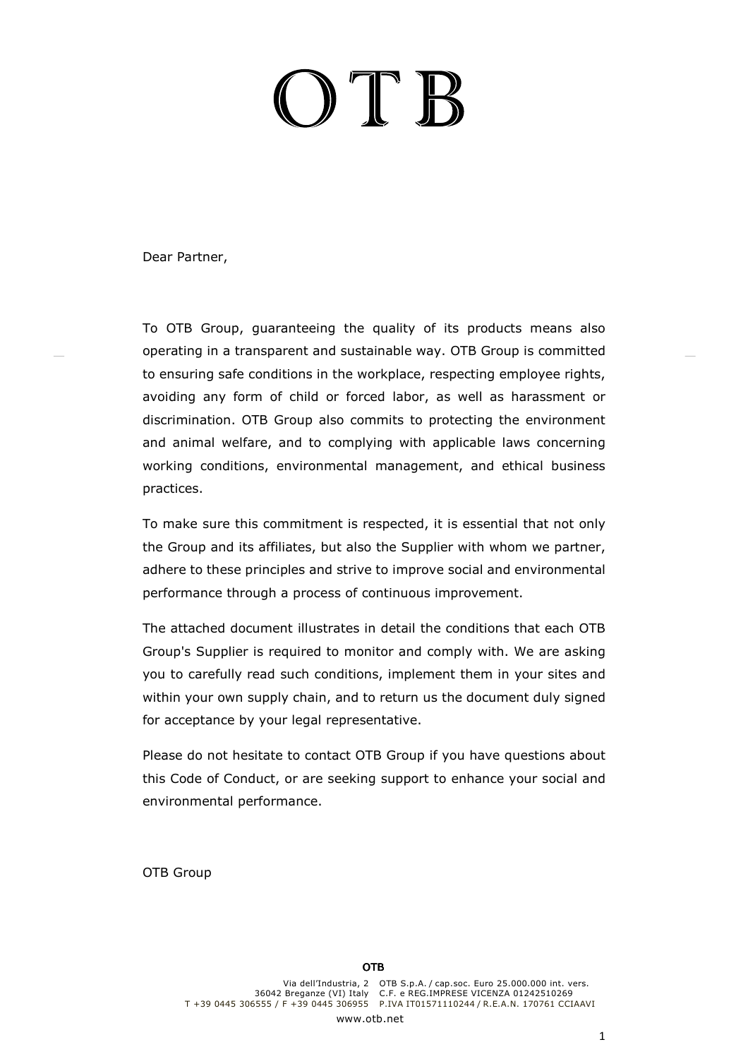# OTB

Dear Partner,

To OTB Group, guaranteeing the quality of its products means also operating in a transparent and sustainable way. OTB Group is committed to ensuring safe conditions in the workplace, respecting employee rights, avoiding any form of child or forced labor, as well as harassment or discrimination. OTB Group also commits to protecting the environment and animal welfare, and to complying with applicable laws concerning working conditions, environmental management, and ethical business practices.

To make sure this commitment is respected, it is essential that not only the Group and its affiliates, but also the Supplier with whom we partner, adhere to these principles and strive to improve social and environmental performance through a process of continuous improvement.

The attached document illustrates in detail the conditions that each OTB Group's Supplier is required to monitor and comply with. We are asking you to carefully read such conditions, implement them in your sites and within your own supply chain, and to return us the document duly signed for acceptance by your legal representative.

Please do not hesitate to contact OTB Group if you have questions about this Code of Conduct, or are seeking support to enhance your social and environmental performance.

OTB Group

**OTB**

Via dell'Industria, 2 36042 Breganze (VI) Italy T +39 0445 306555 / F +39 0445 306955
OTB S.p.A. / cap.soc. Euro 25.000.000 int. vers. C.F. e REG.IMPRESE VICENZA 01242510269 P.IVA IT01571110244 / R.E.A.N. 170761 CCIAAVI

www.otb.net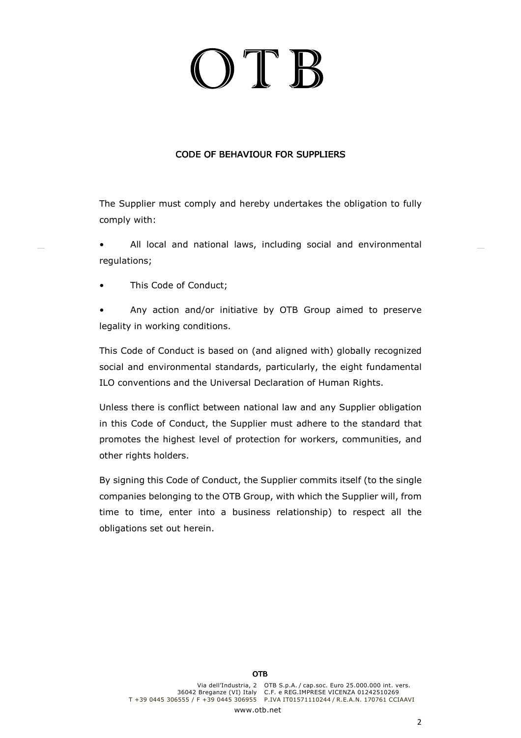# OTB

## CODE OF BEHAVIOUR FOR SUPPLIERS

The Supplier must comply and hereby undertakes the obligation to fully comply with:

- All local and national laws, including social and environmental regulations;
- This Code of Conduct;
- Any action and/or initiative by OTB Group aimed to preserve legality in working conditions.

This Code of Conduct is based on (and aligned with) globally recognized social and environmental standards, particularly, the eight fundamental ILO conventions and the Universal Declaration of Human Rights.

Unless there is conflict between national law and any Supplier obligation in this Code of Conduct, the Supplier must adhere to the standard that promotes the highest level of protection for workers, communities, and other rights holders.

By signing this Code of Conduct, the Supplier commits itself (to the single companies belonging to the OTB Group, with which the Supplier will, from time to time, enter into a business relationship) to respect all the obligations set out herein.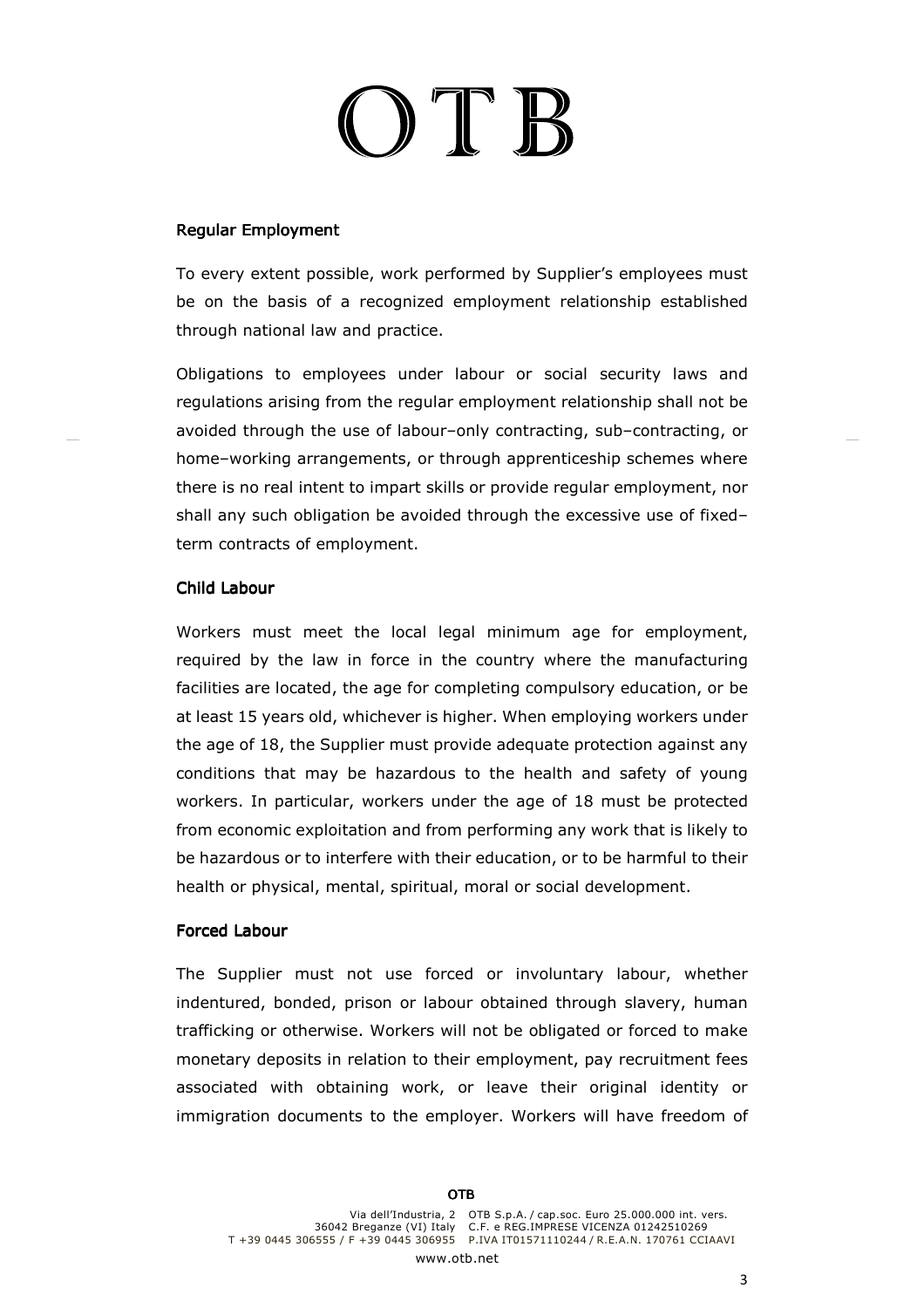### Regular Employment

To every extent possible, work performed by Supplier's employees must be on the basis of a recognized employment relationship established through national law and practice.

Obligations to employees under labour or social security laws and regulations arising from the regular employment relationship shall not be avoided through the use of labour–only contracting, sub–contracting, or home–working arrangements, or through apprenticeship schemes where there is no real intent to impart skills or provide regular employment, nor shall any such obligation be avoided through the excessive use of fixed–term contracts of employment.

### Child Labour

Workers must meet the local legal minimum age for employment, required by the law in force in the country where the manufacturing facilities are located, the age for completing compulsory education, or be at least 15 years old, whichever is higher. When employing workers under the age of 18, the Supplier must provide adequate protection against any conditions that may be hazardous to the health and safety of young workers. In particular, workers under the age of 18 must be protected from economic exploitation and from performing any work that is likely to be hazardous or to interfere with their education, or to be harmful to their health or physical, mental, spiritual, moral or social development.

### Forced Labour

The Supplier must not use forced or involuntary labour, whether indentured, bonded, prison or labour obtained through slavery, human trafficking or otherwise. Workers will not be obligated or forced to make monetary deposits in relation to their employment, pay recruitment fees associated with obtaining work, or leave their original identity or immigration documents to the employer. Workers will have freedom of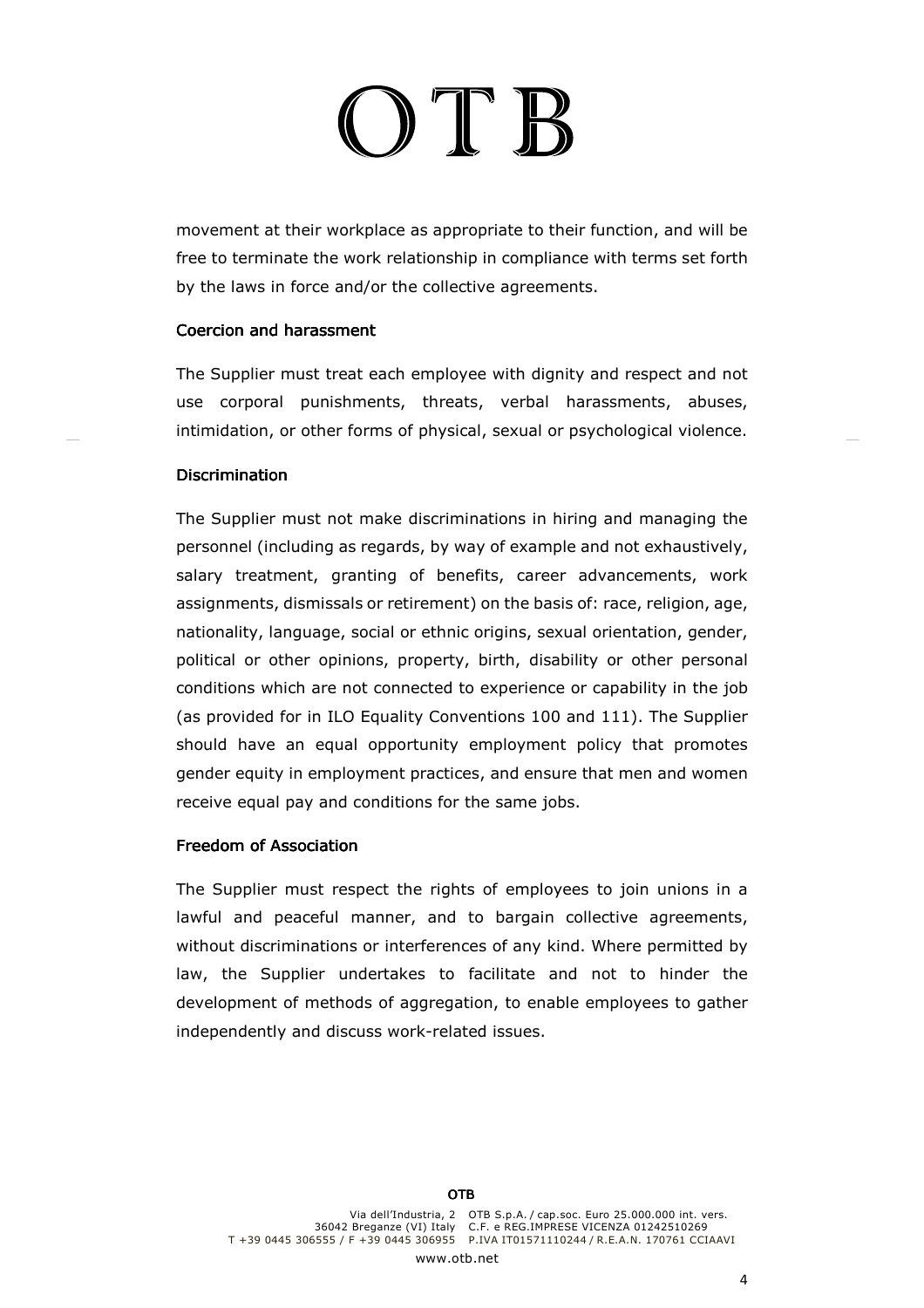movement at their workplace as appropriate to their function, and will be free to terminate the work relationship in compliance with terms set forth by the laws in force and/or the collective agreements.

### Coercion and harassment

The Supplier must treat each employee with dignity and respect and not use corporal punishments, threats, verbal harassments, abuses, intimidation, or other forms of physical, sexual or psychological violence.

### Discrimination

The Supplier must not make discriminations in hiring and managing the personnel (including as regards, by way of example and not exhaustively, salary treatment, granting of benefits, career advancements, work assignments, dismissals or retirement) on the basis of: race, religion, age, nationality, language, social or ethnic origins, sexual orientation, gender, political or other opinions, property, birth, disability or other personal conditions which are not connected to experience or capability in the job (as provided for in ILO Equality Conventions 100 and 111). The Supplier should have an equal opportunity employment policy that promotes gender equity in employment practices, and ensure that men and women receive equal pay and conditions for the same jobs.

### Freedom of Association

The Supplier must respect the rights of employees to join unions in a lawful and peaceful manner, and to bargain collective agreements, without discriminations or interferences of any kind. Where permitted by law, the Supplier undertakes to facilitate and not to hinder the development of methods of aggregation, to enable employees to gather independently and discuss work-related issues.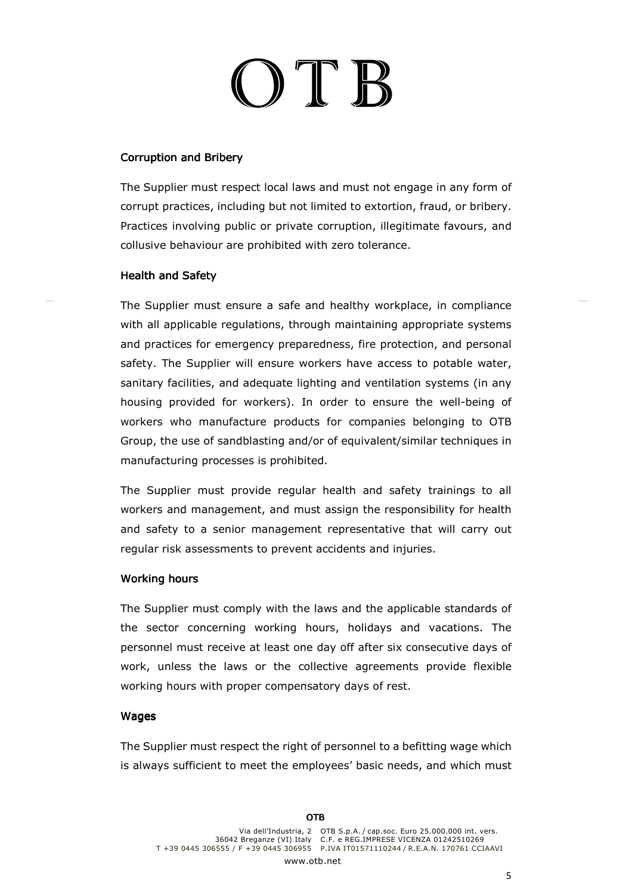### Corruption and Bribery

The Supplier must respect local laws and must not engage in any form of corrupt practices, including but not limited to extortion, fraud, or bribery. Practices involving public or private corruption, illegitimate favours, and collusive behaviour are prohibited with zero tolerance.

### Health and Safety

The Supplier must ensure a safe and healthy workplace, in compliance with all applicable regulations, through maintaining appropriate systems and practices for emergency preparedness, fire protection, and personal safety. The Supplier will ensure workers have access to potable water, sanitary facilities, and adequate lighting and ventilation systems (in any housing provided for workers). In order to ensure the well-being of workers who manufacture products for companies belonging to OTB Group, the use of sandblasting and/or of equivalent/similar techniques in manufacturing processes is prohibited.

The Supplier must provide regular health and safety trainings to all workers and management, and must assign the responsibility for health and safety to a senior management representative that will carry out regular risk assessments to prevent accidents and injuries.

### Working hours

The Supplier must comply with the laws and the applicable standards of the sector concerning working hours, holidays and vacations. The personnel must receive at least one day off after six consecutive days of work, unless the laws or the collective agreements provide flexible working hours with proper compensatory days of rest.

### Wages

The Supplier must respect the right of personnel to a befitting wage which is always sufficient to meet the employees' basic needs, and which must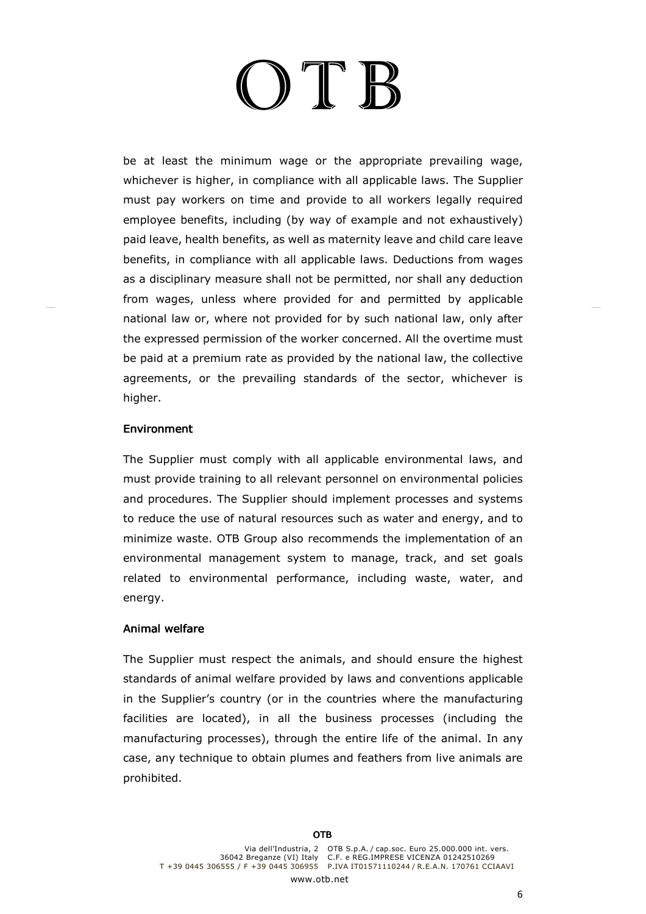be at least the minimum wage or the appropriate prevailing wage, whichever is higher, in compliance with all applicable laws. The Supplier must pay workers on time and provide to all workers legally required employee benefits, including (by way of example and not exhaustively) paid leave, health benefits, as well as maternity leave and child care leave benefits, in compliance with all applicable laws. Deductions from wages as a disciplinary measure shall not be permitted, nor shall any deduction from wages, unless where provided for and permitted by applicable national law or, where not provided for by such national law, only after the expressed permission of the worker concerned. All the overtime must be paid at a premium rate as provided by the national law, the collective agreements, or the prevailing standards of the sector, whichever is higher.

## Environment

The Supplier must comply with all applicable environmental laws, and must provide training to all relevant personnel on environmental policies and procedures. The Supplier should implement processes and systems to reduce the use of natural resources such as water and energy, and to minimize waste. OTB Group also recommends the implementation of an environmental management system to manage, track, and set goals related to environmental performance, including waste, water, and energy.

## Animal welfare

The Supplier must respect the animals, and should ensure the highest standards of animal welfare provided by laws and conventions applicable in the Supplier's country (or in the countries where the manufacturing facilities are located), in all the business processes (including the manufacturing processes), through the entire life of the animal. In any case, any technique to obtain plumes and feathers from live animals are prohibited.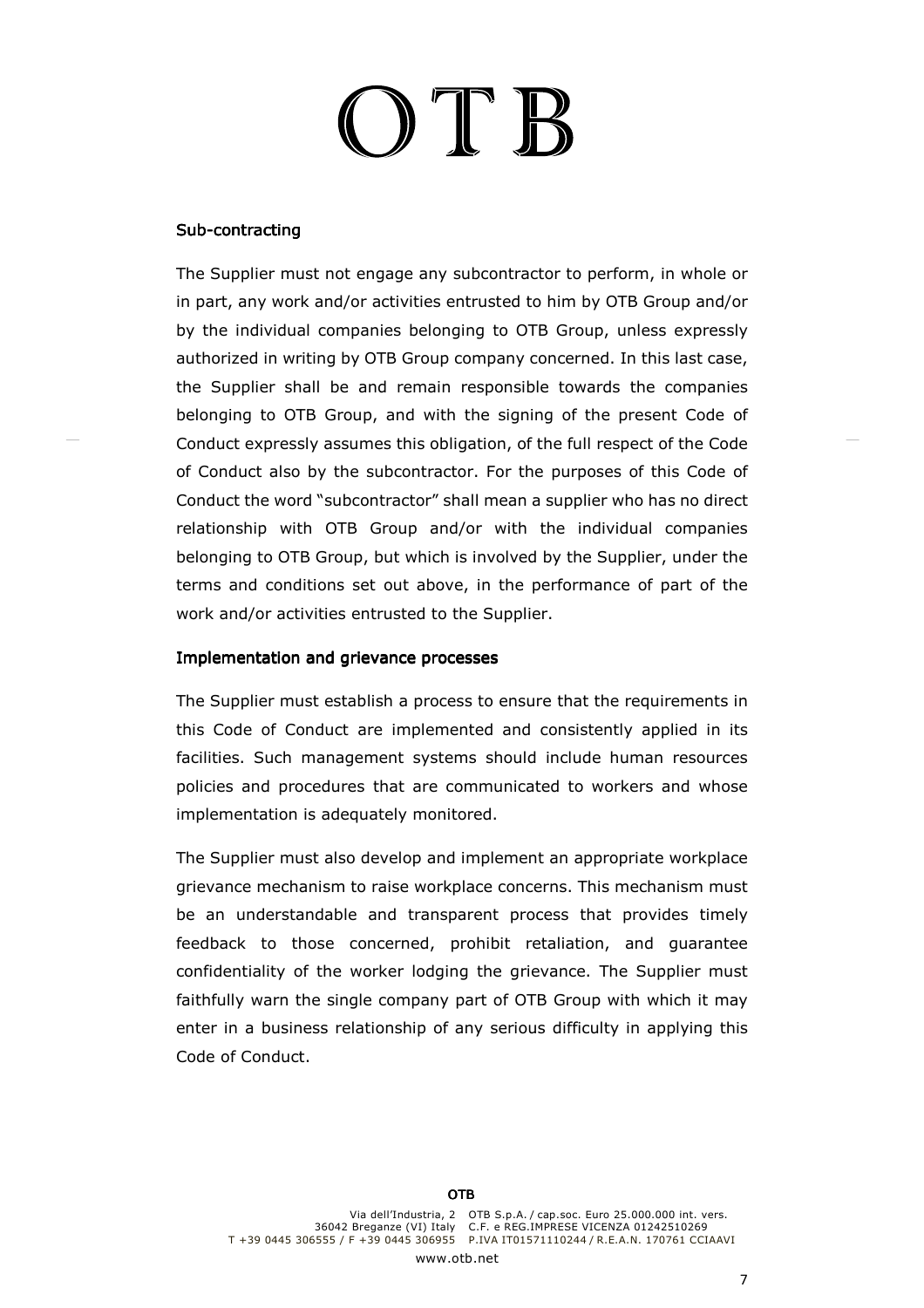### Sub-contracting

The Supplier must not engage any subcontractor to perform, in whole or in part, any work and/or activities entrusted to him by OTB Group and/or by the individual companies belonging to OTB Group, unless expressly authorized in writing by OTB Group company concerned. In this last case, the Supplier shall be and remain responsible towards the companies belonging to OTB Group, and with the signing of the present Code of Conduct expressly assumes this obligation, of the full respect of the Code of Conduct also by the subcontractor. For the purposes of this Code of Conduct the word "subcontractor" shall mean a supplier who has no direct relationship with OTB Group and/or with the individual companies belonging to OTB Group, but which is involved by the Supplier, under the terms and conditions set out above, in the performance of part of the work and/or activities entrusted to the Supplier.

### Implementation and grievance processes

The Supplier must establish a process to ensure that the requirements in this Code of Conduct are implemented and consistently applied in its facilities. Such management systems should include human resources policies and procedures that are communicated to workers and whose implementation is adequately monitored.

The Supplier must also develop and implement an appropriate workplace grievance mechanism to raise workplace concerns. This mechanism must be an understandable and transparent process that provides timely feedback to those concerned, prohibit retaliation, and guarantee confidentiality of the worker lodging the grievance. The Supplier must faithfully warn the single company part of OTB Group with which it may enter in a business relationship of any serious difficulty in applying this Code of Conduct.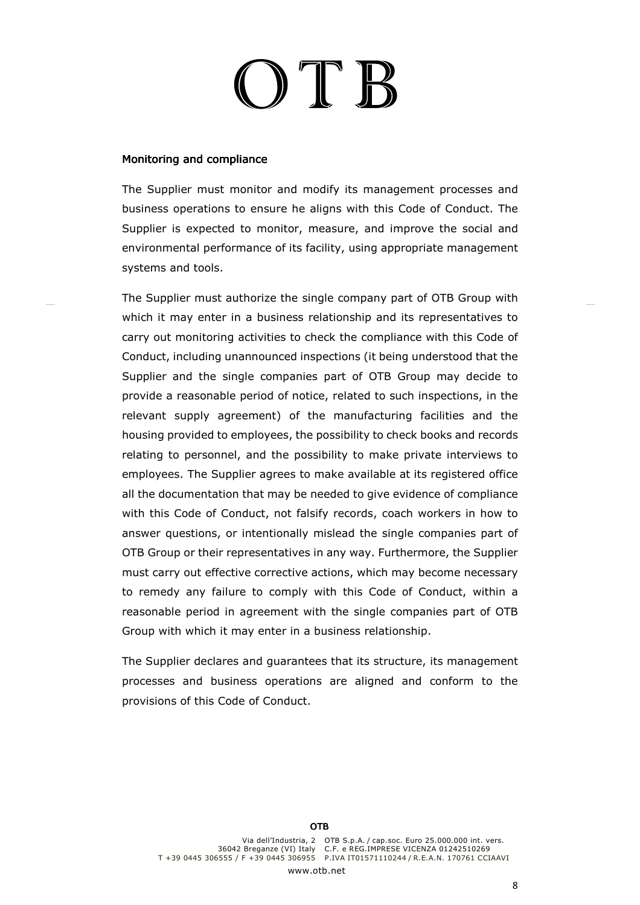## Monitoring and compliance

The Supplier must monitor and modify its management processes and business operations to ensure he aligns with this Code of Conduct. The Supplier is expected to monitor, measure, and improve the social and environmental performance of its facility, using appropriate management systems and tools.

The Supplier must authorize the single company part of OTB Group with which it may enter in a business relationship and its representatives to carry out monitoring activities to check the compliance with this Code of Conduct, including unannounced inspections (it being understood that the Supplier and the single companies part of OTB Group may decide to provide a reasonable period of notice, related to such inspections, in the relevant supply agreement) of the manufacturing facilities and the housing provided to employees, the possibility to check books and records relating to personnel, and the possibility to make private interviews to employees. The Supplier agrees to make available at its registered office all the documentation that may be needed to give evidence of compliance with this Code of Conduct, not falsify records, coach workers in how to answer questions, or intentionally mislead the single companies part of OTB Group or their representatives in any way. Furthermore, the Supplier must carry out effective corrective actions, which may become necessary to remedy any failure to comply with this Code of Conduct, within a reasonable period in agreement with the single companies part of OTB Group with which it may enter in a business relationship.

The Supplier declares and guarantees that its structure, its management processes and business operations are aligned and conform to the provisions of this Code of Conduct.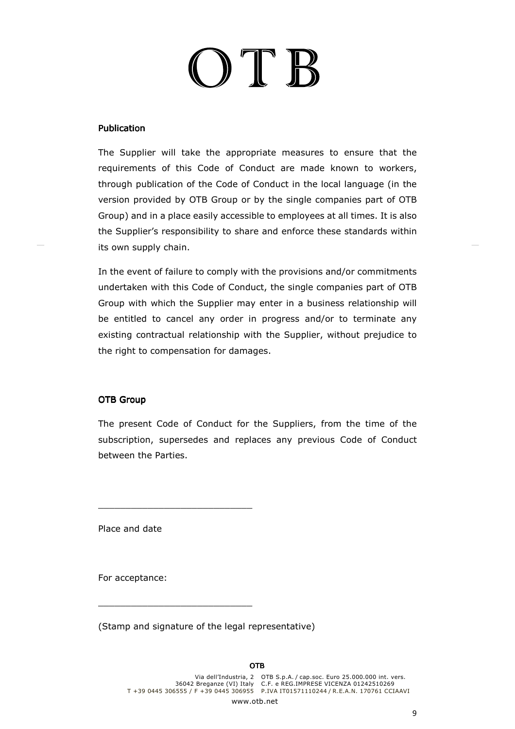### Publication

The Supplier will take the appropriate measures to ensure that the requirements of this Code of Conduct are made known to workers, through publication of the Code of Conduct in the local language (in the version provided by OTB Group or by the single companies part of OTB Group) and in a place easily accessible to employees at all times. It is also the Supplier's responsibility to share and enforce these standards within its own supply chain.

In the event of failure to comply with the provisions and/or commitments undertaken with this Code of Conduct, the single companies part of OTB Group with which the Supplier may enter in a business relationship will be entitled to cancel any order in progress and/or to terminate any existing contractual relationship with the Supplier, without prejudice to the right to compensation for damages.

### OTB Group

The present Code of Conduct for the Suppliers, from the time of the subscription, supersedes and replaces any previous Code of Conduct between the Parties.

____________________________

Place and date

For acceptance:

____________________________

(Stamp and signature of the legal representative)